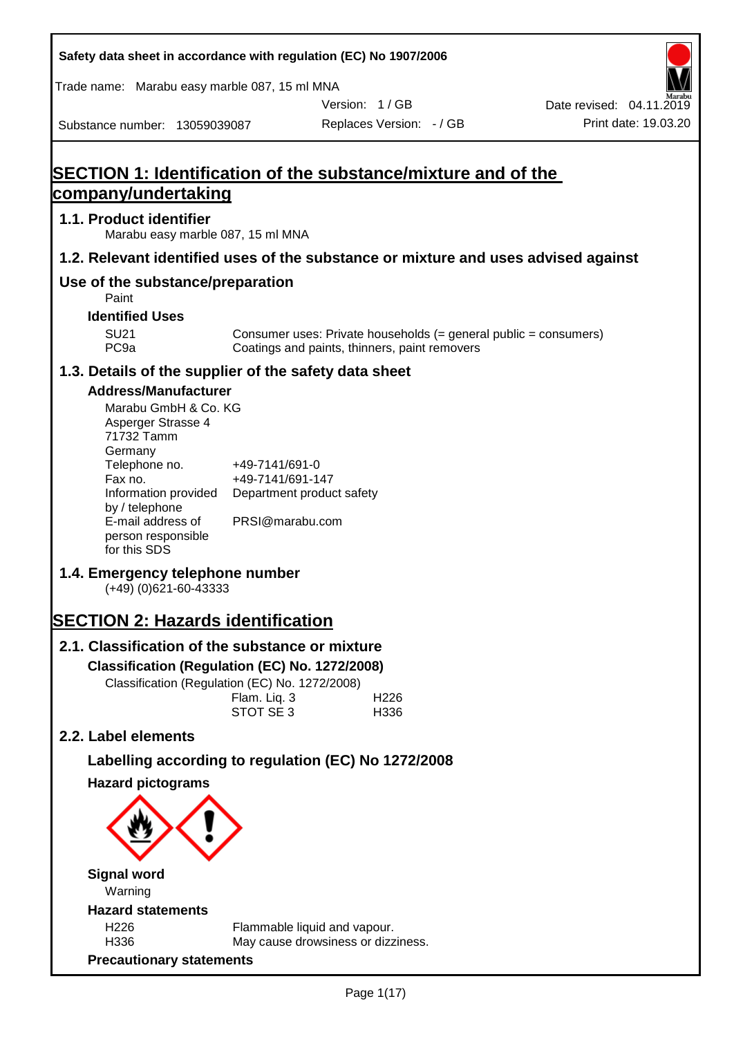# SECTION 1: Identification of the substance/mixture and of the company/undertaking

## 1.1. Product identifier

Marabu easy marble 087, 15 ml MNA

## 1.2. Relevant identified uses of the substance or mixture and uses advised against

## Use of the substance/preparation

Paint

### Identified Uses

| | |
|---|---|
| SU21 | Consumer uses: Private households (= general public = consumers) |
| PC9a | Coatings and paints, thinners, paint removers |

## 1.3. Details of the supplier of the safety data sheet

### Address/Manufacturer

Marabu GmbH & Co. KG
Asperger Strasse 4
71732 Tamm
Germany

| | |
|---|---|
| Telephone no. | +49-7141/691-0 |
| Fax no. | +49-7141/691-147 |
| Information provided by / telephone | Department product safety |
| E-mail address of person responsible for this SDS | PRSI@marabu.com |

## 1.4. Emergency telephone number

(+49) (0)621-60-43333

# SECTION 2: Hazards identification

## 2.1. Classification of the substance or mixture

### Classification (Regulation (EC) No. 1272/2008)

Classification (Regulation (EC) No. 1272/2008)

| | |
|---|---|
| Flam. Liq. 3 | H226 |
| STOT SE 3 | H336 |

## 2.2. Label elements

### Labelling according to regulation (EC) No 1272/2008

### Hazard pictograms

### Signal word

Warning

### Hazard statements

| | |
|---|---|
| H226 | Flammable liquid and vapour. |
| H336 | May cause drowsiness or dizziness. |

### Precautionary statements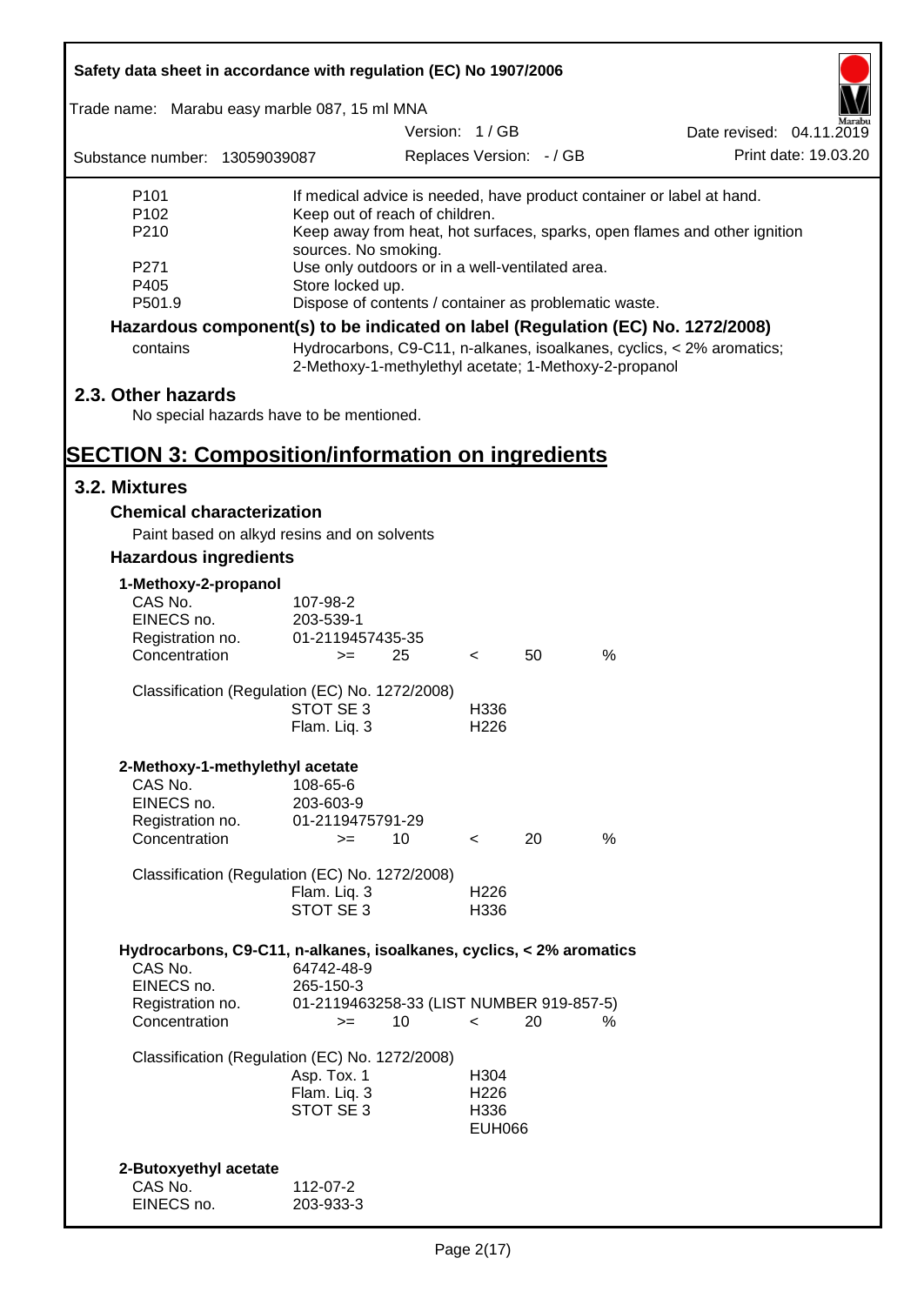| | |
|---|---|
| P101 | If medical advice is needed, have product container or label at hand. |
| P102 | Keep out of reach of children. |
| P210 | Keep away from heat, hot surfaces, sparks, open flames and other ignition sources. No smoking. |
| P271 | Use only outdoors or in a well-ventilated area. |
| P405 | Store locked up. |
| P501.9 | Dispose of contents / container as problematic waste. |

**Hazardous component(s) to be indicated on label (Regulation (EC) No. 1272/2008)**

| | |
|---|---|
| contains | Hydrocarbons, C9-C11, n-alkanes, isoalkanes, cyclics, < 2% aromatics; 2-Methoxy-1-methylethyl acetate; 1-Methoxy-2-propanol |

## 2.3. Other hazards

No special hazards have to be mentioned.

# SECTION 3: Composition/information on ingredients

## 3.2. Mixtures

### Chemical characterization

Paint based on alkyd resins and on solvents

### Hazardous ingredients

**1-Methoxy-2-propanol**

| | |
|---|---|
| CAS No. | 107-98-2 |
| EINECS no. | 203-539-1 |
| Registration no. | 01-2119457435-35 |
| Concentration | >= 25 < 50 % |

Classification (Regulation (EC) No. 1272/2008)

| | |
|---|---|
| STOT SE 3 | H336 |
| Flam. Liq. 3 | H226 |

**2-Methoxy-1-methylethyl acetate**

| | |
|---|---|
| CAS No. | 108-65-6 |
| EINECS no. | 203-603-9 |
| Registration no. | 01-2119475791-29 |
| Concentration | >= 10 < 20 % |

Classification (Regulation (EC) No. 1272/2008)

| | |
|---|---|
| Flam. Liq. 3 | H226 |
| STOT SE 3 | H336 |

**Hydrocarbons, C9-C11, n-alkanes, isoalkanes, cyclics, < 2% aromatics**

| | |
|---|---|
| CAS No. | 64742-48-9 |
| EINECS no. | 265-150-3 |
| Registration no. | 01-2119463258-33 (LIST NUMBER 919-857-5) |
| Concentration | >= 10 < 20 % |

Classification (Regulation (EC) No. 1272/2008)

| | |
|---|---|
| Asp. Tox. 1 | H304 |
| Flam. Liq. 3 | H226 |
| STOT SE 3 | H336 |
| | EUH066 |

**2-Butoxyethyl acetate**

| | |
|---|---|
| CAS No. | 112-07-2 |
| EINECS no. | 203-933-3 |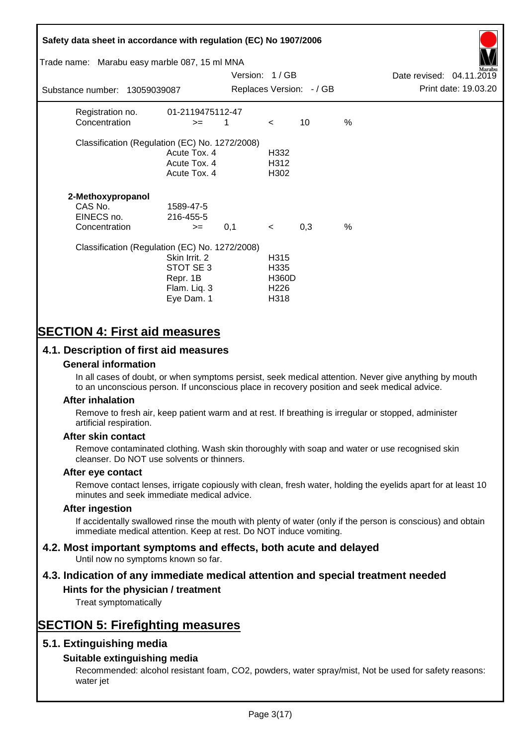| | | | | | |
|---|---|---|---|---|---|
| Registration no. | 01-2119475112-47 | | | | |
| Concentration | >= | 1 | < | 10 | % |

Classification (Regulation (EC) No. 1272/2008)

| | |
|---|---|
| Acute Tox. 4 | H332 |
| Acute Tox. 4 | H312 |
| Acute Tox. 4 | H302 |

**2-Methoxypropanol**

| | | | | | |
|---|---|---|---|---|---|
| CAS No. | 1589-47-5 | | | | |
| EINECS no. | 216-455-5 | | | | |
| Concentration | >= | 0,1 | < | 0,3 | % |

Classification (Regulation (EC) No. 1272/2008)

| | |
|---|---|
| Skin Irrit. 2 | H315 |
| STOT SE 3 | H335 |
| Repr. 1B | H360D |
| Flam. Liq. 3 | H226 |
| Eye Dam. 1 | H318 |

# SECTION 4: First aid measures

## 4.1. Description of first aid measures

### General information

In all cases of doubt, or when symptoms persist, seek medical attention. Never give anything by mouth to an unconscious person. If unconscious place in recovery position and seek medical advice.

### After inhalation

Remove to fresh air, keep patient warm and at rest. If breathing is irregular or stopped, administer artificial respiration.

### After skin contact

Remove contaminated clothing. Wash skin thoroughly with soap and water or use recognised skin cleanser. Do NOT use solvents or thinners.

### After eye contact

Remove contact lenses, irrigate copiously with clean, fresh water, holding the eyelids apart for at least 10 minutes and seek immediate medical advice.

### After ingestion

If accidentally swallowed rinse the mouth with plenty of water (only if the person is conscious) and obtain immediate medical attention. Keep at rest. Do NOT induce vomiting.

## 4.2. Most important symptoms and effects, both acute and delayed

Until now no symptoms known so far.

## 4.3. Indication of any immediate medical attention and special treatment needed

### Hints for the physician / treatment

Treat symptomatically

# SECTION 5: Firefighting measures

## 5.1. Extinguishing media

### Suitable extinguishing media

Recommended: alcohol resistant foam, $CO_2$, powders, water spray/mist, Not be used for safety reasons: water jet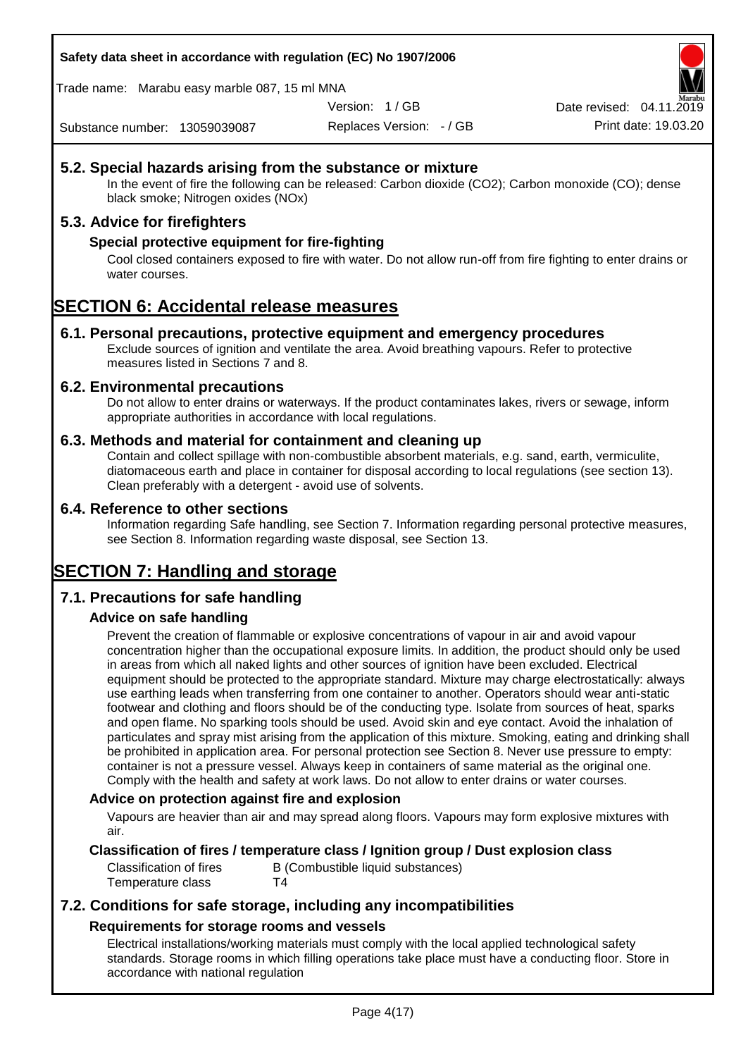## 5.2. Special hazards arising from the substance or mixture

In the event of fire the following can be released: Carbon dioxide ($CO_2$); Carbon monoxide (CO); dense black smoke; Nitrogen oxides (NOx)

## 5.3. Advice for firefighters

### Special protective equipment for fire-fighting

Cool closed containers exposed to fire with water. Do not allow run-off from fire fighting to enter drains or water courses.

# SECTION 6: Accidental release measures

## 6.1. Personal precautions, protective equipment and emergency procedures

Exclude sources of ignition and ventilate the area. Avoid breathing vapours. Refer to protective measures listed in Sections 7 and 8.

## 6.2. Environmental precautions

Do not allow to enter drains or waterways. If the product contaminates lakes, rivers or sewage, inform appropriate authorities in accordance with local regulations.

## 6.3. Methods and material for containment and cleaning up

Contain and collect spillage with non-combustible absorbent materials, e.g. sand, earth, vermiculite, diatomaceous earth and place in container for disposal according to local regulations (see section 13). Clean preferably with a detergent - avoid use of solvents.

## 6.4. Reference to other sections

Information regarding Safe handling, see Section 7. Information regarding personal protective measures, see Section 8. Information regarding waste disposal, see Section 13.

# SECTION 7: Handling and storage

## 7.1. Precautions for safe handling

### Advice on safe handling

Prevent the creation of flammable or explosive concentrations of vapour in air and avoid vapour concentration higher than the occupational exposure limits. In addition, the product should only be used in areas from which all naked lights and other sources of ignition have been excluded. Electrical equipment should be protected to the appropriate standard. Mixture may charge electrostatically: always use earthing leads when transferring from one container to another. Operators should wear anti-static footwear and clothing and floors should be of the conducting type. Isolate from sources of heat, sparks and open flame. No sparking tools should be used. Avoid skin and eye contact. Avoid the inhalation of particulates and spray mist arising from the application of this mixture. Smoking, eating and drinking shall be prohibited in application area. For personal protection see Section 8. Never use pressure to empty: container is not a pressure vessel. Always keep in containers of same material as the original one. Comply with the health and safety at work laws. Do not allow to enter drains or water courses.

### Advice on protection against fire and explosion

Vapours are heavier than air and may spread along floors. Vapours may form explosive mixtures with air.

### Classification of fires / temperature class / Ignition group / Dust explosion class

| | |
|---|---|
| Classification of fires | B (Combustible liquid substances) |
| Temperature class | T4 |

## 7.2. Conditions for safe storage, including any incompatibilities

### Requirements for storage rooms and vessels

Electrical installations/working materials must comply with the local applied technological safety standards. Storage rooms in which filling operations take place must have a conducting floor. Store in accordance with national regulation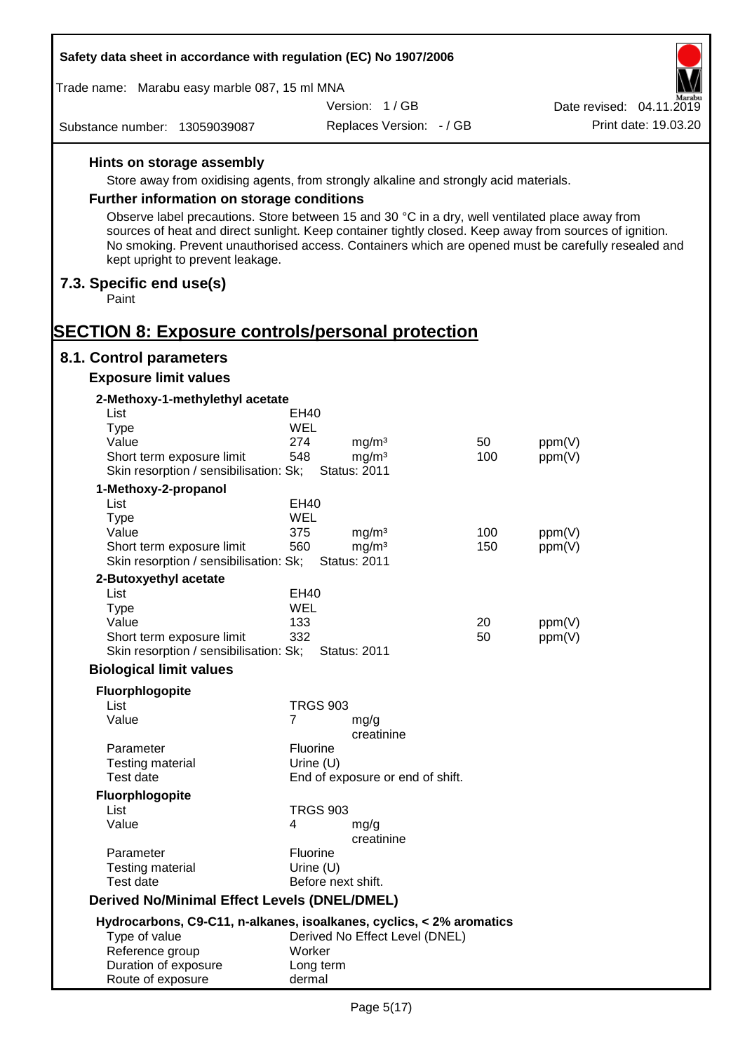#### Hints on storage assembly

Store away from oxidising agents, from strongly alkaline and strongly acid materials.

#### Further information on storage conditions

Observe label precautions. Store between 15 and 30 °C in a dry, well ventilated place away from sources of heat and direct sunlight. Keep container tightly closed. Keep away from sources of ignition. No smoking. Prevent unauthorised access. Containers which are opened must be carefully resealed and kept upright to prevent leakage.

### 7.3. Specific end use(s)

Paint

## SECTION 8: Exposure controls/personal protection

### 8.1. Control parameters

#### Exposure limit values

**2-Methoxy-1-methylethyl acetate**

| | | | | |
|---|---|---|---|---|
| List | EH40 | | | |
| Type | WEL | | | |
| Value | 274 | mg/m³ | 50 | ppm(V) |
| Short term exposure limit | 548 | mg/m³ | 100 | ppm(V) |
| Skin resorption / sensibilisation: Sk; | Status: 2011 | | | |

**1-Methoxy-2-propanol**

| | | | | |
|---|---|---|---|---|
| List | EH40 | | | |
| Type | WEL | | | |
| Value | 375 | mg/m³ | 100 | ppm(V) |
| Short term exposure limit | 560 | mg/m³ | 150 | ppm(V) |
| Skin resorption / sensibilisation: Sk; | Status: 2011 | | | |

**2-Butoxyethyl acetate**

| | | | | |
|---|---|---|---|---|
| List | EH40 | | | |
| Type | WEL | | | |
| Value | 133 | | 20 | ppm(V) |
| Short term exposure limit | 332 | | 50 | ppm(V) |
| Skin resorption / sensibilisation: Sk; | Status: 2011 | | | |

#### Biological limit values

**Fluorphlogopite**

| | | |
|---|---|---|
| List | TRGS 903 | |
| Value | 7 | mg/g creatinine |
| Parameter | Fluorine | |
| Testing material | Urine (U) | |
| Test date | End of exposure or end of shift. | |

**Fluorphlogopite**

| | | |
|---|---|---|
| List | TRGS 903 | |
| Value | 4 | mg/g creatinine |
| Parameter | Fluorine | |
| Testing material | Urine (U) | |
| Test date | Before next shift. | |

#### Derived No/Minimal Effect Levels (DNEL/DMEL)

**Hydrocarbons, C9-C11, n-alkanes, isoalkanes, cyclics, < 2% aromatics**

| | |
|---|---|
| Type of value | Derived No Effect Level (DNEL) |
| Reference group | Worker |
| Duration of exposure | Long term |
| Route of exposure | dermal |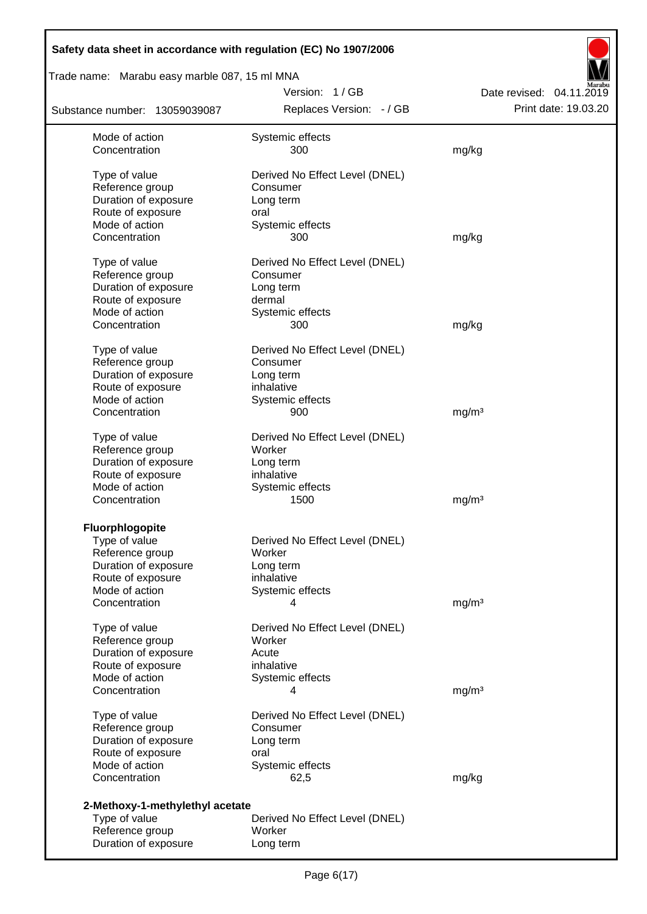| | | |
|---|---|---|
| Mode of action | Systemic effects | |
| Concentration | 300 | mg/kg |
| | | |
| Type of value | Derived No Effect Level (DNEL) | |
| Reference group | Consumer | |
| Duration of exposure | Long term | |
| Route of exposure | oral | |
| Mode of action | Systemic effects | |
| Concentration | 300 | mg/kg |
| | | |
| Type of value | Derived No Effect Level (DNEL) | |
| Reference group | Consumer | |
| Duration of exposure | Long term | |
| Route of exposure | dermal | |
| Mode of action | Systemic effects | |
| Concentration | 300 | mg/kg |
| | | |
| Type of value | Derived No Effect Level (DNEL) | |
| Reference group | Consumer | |
| Duration of exposure | Long term | |
| Route of exposure | inhalative | |
| Mode of action | Systemic effects | |
| Concentration | 900 | mg/m³ |
| | | |
| Type of value | Derived No Effect Level (DNEL) | |
| Reference group | Worker | |
| Duration of exposure | Long term | |
| Route of exposure | inhalative | |
| Mode of action | Systemic effects | |
| Concentration | 1500 | mg/m³ |

**Fluorphlogopite**

| | | |
|---|---|---|
| Type of value | Derived No Effect Level (DNEL) | |
| Reference group | Worker | |
| Duration of exposure | Long term | |
| Route of exposure | inhalative | |
| Mode of action | Systemic effects | |
| Concentration | 4 | mg/m³ |
| | | |
| Type of value | Derived No Effect Level (DNEL) | |
| Reference group | Worker | |
| Duration of exposure | Acute | |
| Route of exposure | inhalative | |
| Mode of action | Systemic effects | |
| Concentration | 4 | mg/m³ |
| | | |
| Type of value | Derived No Effect Level (DNEL) | |
| Reference group | Consumer | |
| Duration of exposure | Long term | |
| Route of exposure | oral | |
| Mode of action | Systemic effects | |
| Concentration | 62,5 | mg/kg |

**2-Methoxy-1-methylethyl acetate**

| | | |
|---|---|---|
| Type of value | Derived No Effect Level (DNEL) | |
| Reference group | Worker | |
| Duration of exposure | Long term | |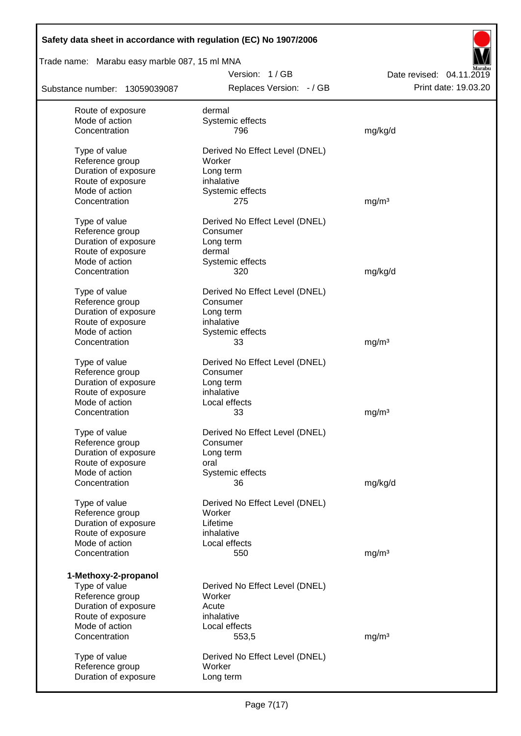| | | |
|---|---|---|
| Route of exposure | dermal | |
| Mode of action | Systemic effects | |
| Concentration | 796 | mg/kg/d |
| | | |
| Type of value | Derived No Effect Level (DNEL) | |
| Reference group | Worker | |
| Duration of exposure | Long term | |
| Route of exposure | inhalative | |
| Mode of action | Systemic effects | |
| Concentration | 275 | mg/m³ |
| | | |
| Type of value | Derived No Effect Level (DNEL) | |
| Reference group | Consumer | |
| Duration of exposure | Long term | |
| Route of exposure | dermal | |
| Mode of action | Systemic effects | |
| Concentration | 320 | mg/kg/d |
| | | |
| Type of value | Derived No Effect Level (DNEL) | |
| Reference group | Consumer | |
| Duration of exposure | Long term | |
| Route of exposure | inhalative | |
| Mode of action | Systemic effects | |
| Concentration | 33 | mg/m³ |
| | | |
| Type of value | Derived No Effect Level (DNEL) | |
| Reference group | Consumer | |
| Duration of exposure | Long term | |
| Route of exposure | inhalative | |
| Mode of action | Local effects | |
| Concentration | 33 | mg/m³ |
| | | |
| Type of value | Derived No Effect Level (DNEL) | |
| Reference group | Consumer | |
| Duration of exposure | Long term | |
| Route of exposure | oral | |
| Mode of action | Systemic effects | |
| Concentration | 36 | mg/kg/d |
| | | |
| Type of value | Derived No Effect Level (DNEL) | |
| Reference group | Worker | |
| Duration of exposure | Lifetime | |
| Route of exposure | inhalative | |
| Mode of action | Local effects | |
| Concentration | 550 | mg/m³ |

**1-Methoxy-2-propanol**

| | | |
|---|---|---|
| Type of value | Derived No Effect Level (DNEL) | |
| Reference group | Worker | |
| Duration of exposure | Acute | |
| Route of exposure | inhalative | |
| Mode of action | Local effects | |
| Concentration | 553,5 | mg/m³ |
| | | |
| Type of value | Derived No Effect Level (DNEL) | |
| Reference group | Worker | |
| Duration of exposure | Long term | |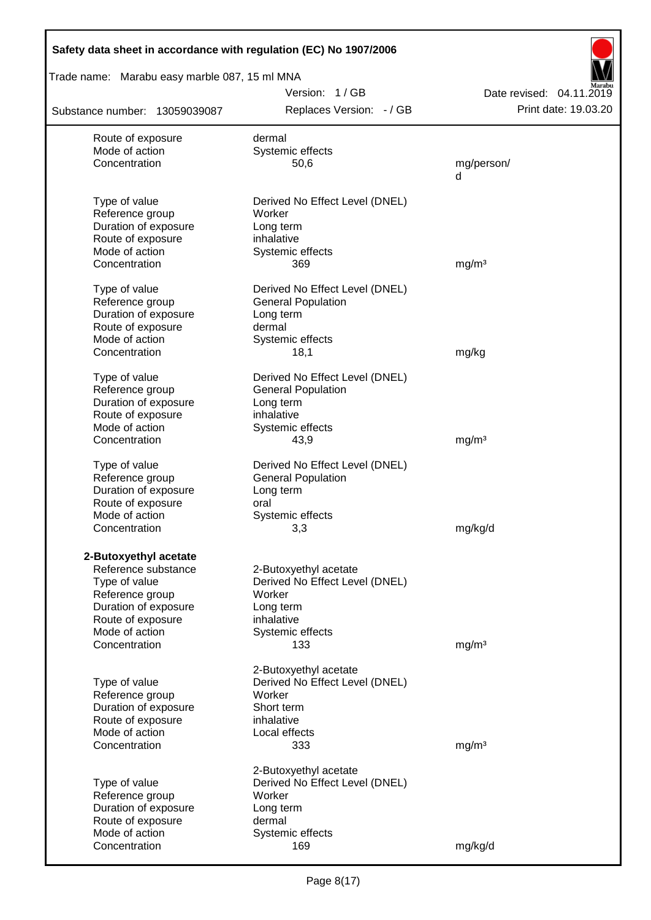| | | |
|---|---|---|
| Route of exposure | dermal | |
| Mode of action | Systemic effects | |
| Concentration | 50,6 | mg/person/d |
| | | |
| Type of value | Derived No Effect Level (DNEL) | |
| Reference group | Worker | |
| Duration of exposure | Long term | |
| Route of exposure | inhalative | |
| Mode of action | Systemic effects | |
| Concentration | 369 | mg/m³ |
| | | |
| Type of value | Derived No Effect Level (DNEL) | |
| Reference group | General Population | |
| Duration of exposure | Long term | |
| Route of exposure | dermal | |
| Mode of action | Systemic effects | |
| Concentration | 18,1 | mg/kg |
| | | |
| Type of value | Derived No Effect Level (DNEL) | |
| Reference group | General Population | |
| Duration of exposure | Long term | |
| Route of exposure | inhalative | |
| Mode of action | Systemic effects | |
| Concentration | 43,9 | mg/m³ |
| | | |
| Type of value | Derived No Effect Level (DNEL) | |
| Reference group | General Population | |
| Duration of exposure | Long term | |
| Route of exposure | oral | |
| Mode of action | Systemic effects | |
| Concentration | 3,3 | mg/kg/d |

**2-Butoxyethyl acetate**

| | | |
|---|---|---|
| Reference substance | 2-Butoxyethyl acetate | |
| Type of value | Derived No Effect Level (DNEL) | |
| Reference group | Worker | |
| Duration of exposure | Long term | |
| Route of exposure | inhalative | |
| Mode of action | Systemic effects | |
| Concentration | 133 | mg/m³ |
| | | |
| | 2-Butoxyethyl acetate | |
| Type of value | Derived No Effect Level (DNEL) | |
| Reference group | Worker | |
| Duration of exposure | Short term | |
| Route of exposure | inhalative | |
| Mode of action | Local effects | |
| Concentration | 333 | mg/m³ |
| | | |
| | 2-Butoxyethyl acetate | |
| Type of value | Derived No Effect Level (DNEL) | |
| Reference group | Worker | |
| Duration of exposure | Long term | |
| Route of exposure | dermal | |
| Mode of action | Systemic effects | |
| Concentration | 169 | mg/kg/d |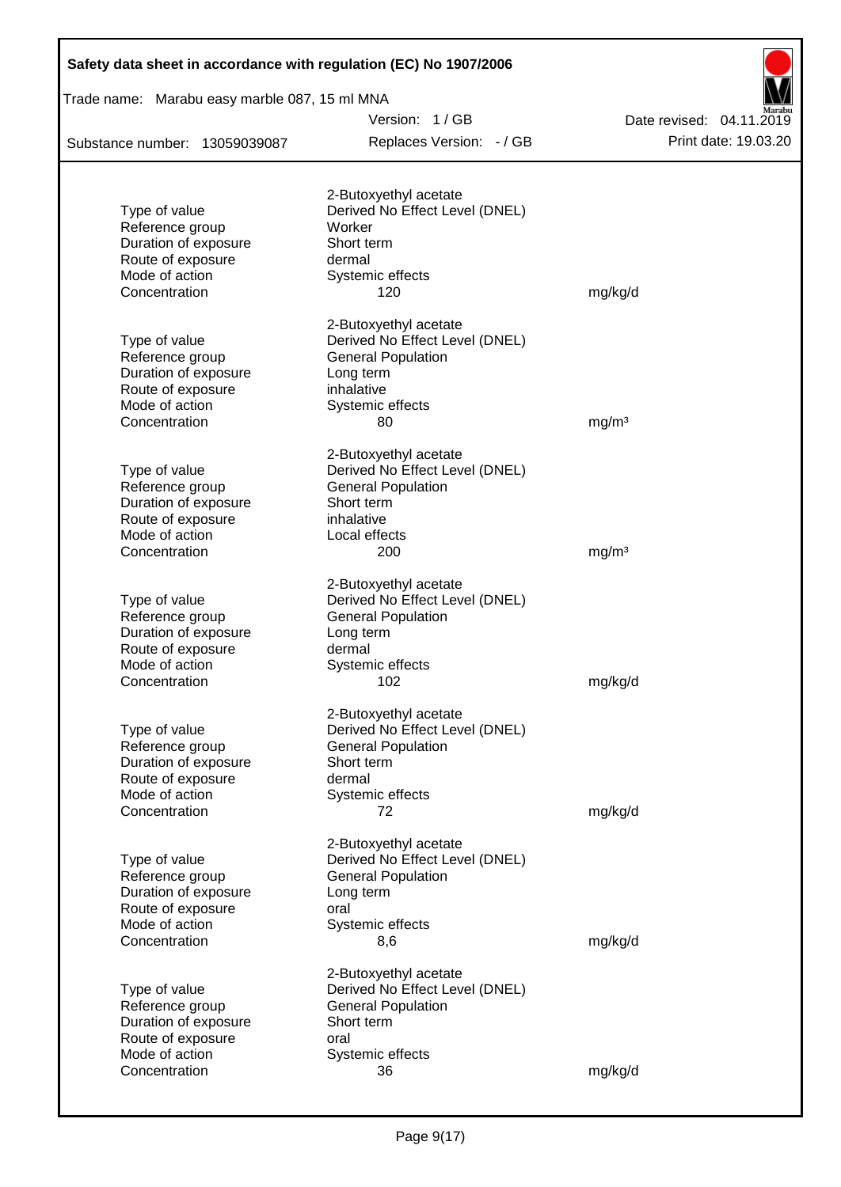2-Butoxyethyl acetate

| | | |
|---|---|---|
| Type of value | Derived No Effect Level (DNEL) | |
| Reference group | Worker | |
| Duration of exposure | Short term | |
| Route of exposure | dermal | |
| Mode of action | Systemic effects | |
| Concentration | 120 | mg/kg/d |

2-Butoxyethyl acetate

| | | |
|---|---|---|
| Type of value | Derived No Effect Level (DNEL) | |
| Reference group | General Population | |
| Duration of exposure | Long term | |
| Route of exposure | inhalative | |
| Mode of action | Systemic effects | |
| Concentration | 80 | mg/m³ |

2-Butoxyethyl acetate

| | | |
|---|---|---|
| Type of value | Derived No Effect Level (DNEL) | |
| Reference group | General Population | |
| Duration of exposure | Short term | |
| Route of exposure | inhalative | |
| Mode of action | Local effects | |
| Concentration | 200 | mg/m³ |

2-Butoxyethyl acetate

| | | |
|---|---|---|
| Type of value | Derived No Effect Level (DNEL) | |
| Reference group | General Population | |
| Duration of exposure | Long term | |
| Route of exposure | dermal | |
| Mode of action | Systemic effects | |
| Concentration | 102 | mg/kg/d |

2-Butoxyethyl acetate

| | | |
|---|---|---|
| Type of value | Derived No Effect Level (DNEL) | |
| Reference group | General Population | |
| Duration of exposure | Short term | |
| Route of exposure | dermal | |
| Mode of action | Systemic effects | |
| Concentration | 72 | mg/kg/d |

2-Butoxyethyl acetate

| | | |
|---|---|---|
| Type of value | Derived No Effect Level (DNEL) | |
| Reference group | General Population | |
| Duration of exposure | Long term | |
| Route of exposure | oral | |
| Mode of action | Systemic effects | |
| Concentration | 8,6 | mg/kg/d |

2-Butoxyethyl acetate

| | | |
|---|---|---|
| Type of value | Derived No Effect Level (DNEL) | |
| Reference group | General Population | |
| Duration of exposure | Short term | |
| Route of exposure | oral | |
| Mode of action | Systemic effects | |
| Concentration | 36 | mg/kg/d |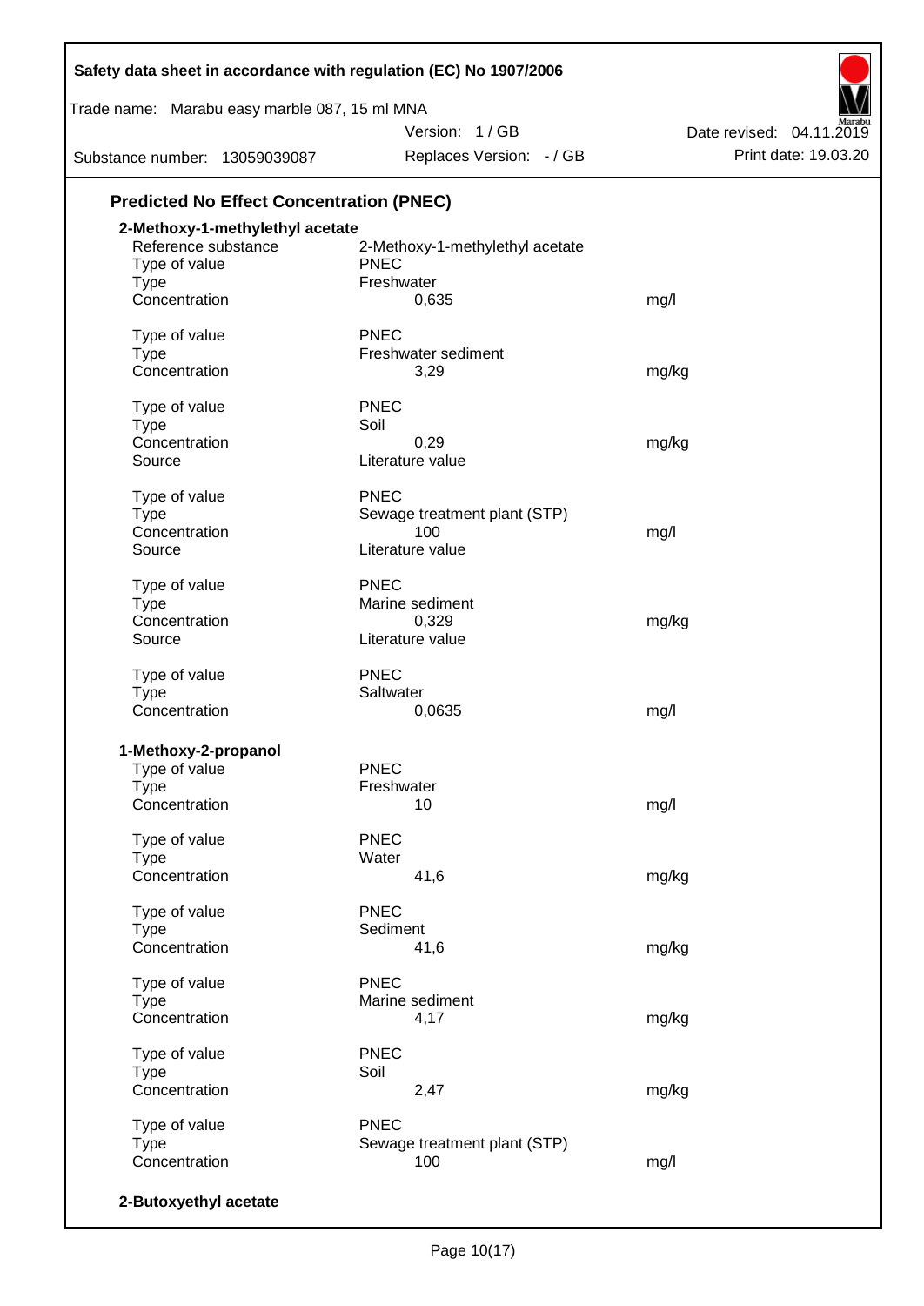## Predicted No Effect Concentration (PNEC)

**2-Methoxy-1-methylethyl acetate**

| | | |
|---|---|---|
| Reference substance | 2-Methoxy-1-methylethyl acetate | |
| Type of value | PNEC | |
| Type | Freshwater | |
| Concentration | 0,635 | mg/l |
| | | |
| Type of value | PNEC | |
| Type | Freshwater sediment | |
| Concentration | 3,29 | mg/kg |
| | | |
| Type of value | PNEC | |
| Type | Soil | |
| Concentration | 0,29 | mg/kg |
| Source | Literature value | |
| | | |
| Type of value | PNEC | |
| Type | Sewage treatment plant (STP) | |
| Concentration | 100 | mg/l |
| Source | Literature value | |
| | | |
| Type of value | PNEC | |
| Type | Marine sediment | |
| Concentration | 0,329 | mg/kg |
| Source | Literature value | |
| | | |
| Type of value | PNEC | |
| Type | Saltwater | |
| Concentration | 0,0635 | mg/l |

**1-Methoxy-2-propanol**

| | | |
|---|---|---|
| Type of value | PNEC | |
| Type | Freshwater | |
| Concentration | 10 | mg/l |
| | | |
| Type of value | PNEC | |
| Type | Water | |
| Concentration | 41,6 | mg/kg |
| | | |
| Type of value | PNEC | |
| Type | Sediment | |
| Concentration | 41,6 | mg/kg |
| | | |
| Type of value | PNEC | |
| Type | Marine sediment | |
| Concentration | 4,17 | mg/kg |
| | | |
| Type of value | PNEC | |
| Type | Soil | |
| Concentration | 2,47 | mg/kg |
| | | |
| Type of value | PNEC | |
| Type | Sewage treatment plant (STP) | |
| Concentration | 100 | mg/l |

**2-Butoxyethyl acetate**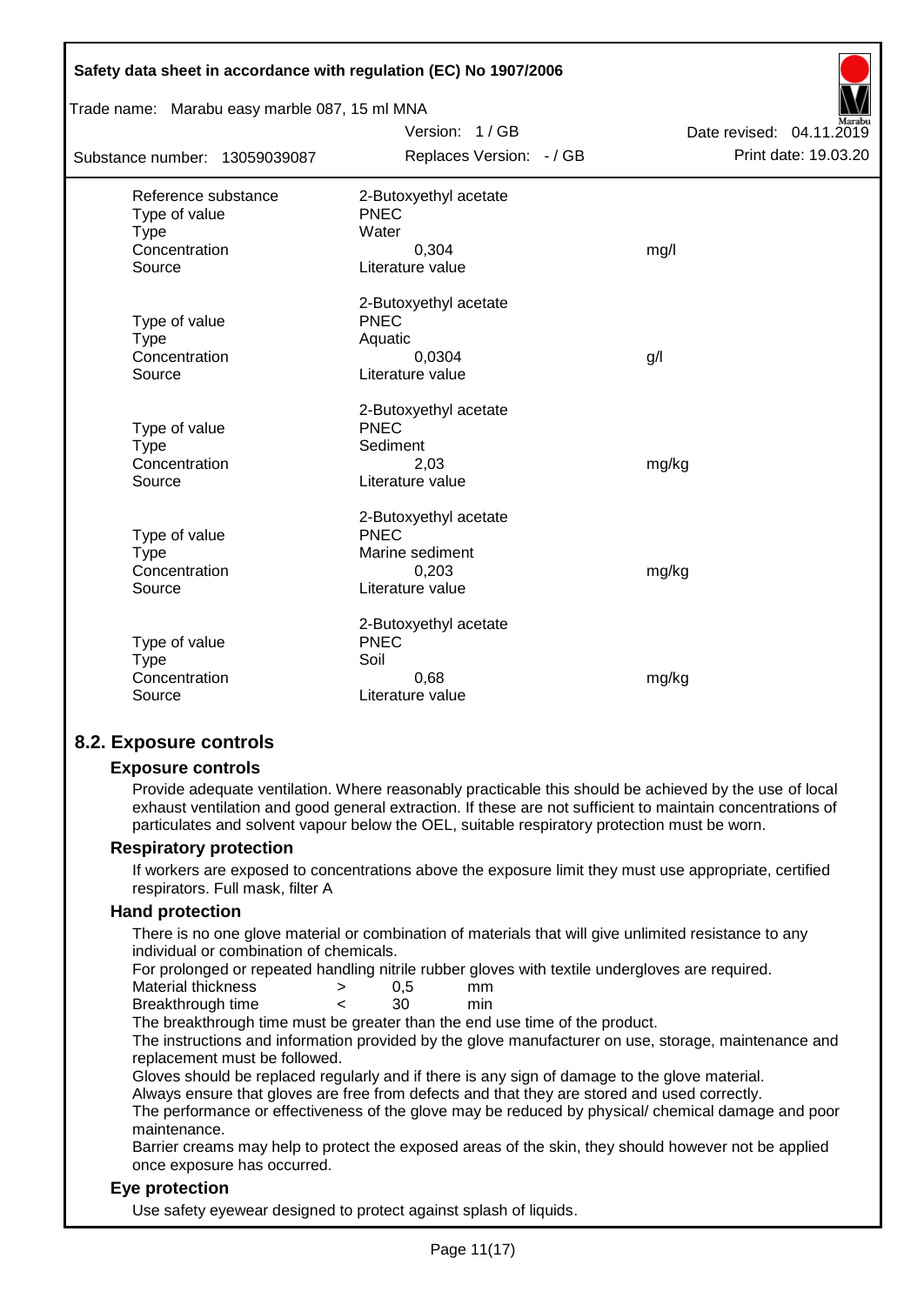| | | |
|---|---|---|
| Reference substance | 2-Butoxyethyl acetate | |
| Type of value | PNEC | |
| Type | Water | |
| Concentration | 0,304 | mg/l |
| Source | Literature value | |
| | 2-Butoxyethyl acetate | |
| Type of value | PNEC | |
| Type | Aquatic | |
| Concentration | 0,0304 | g/l |
| Source | Literature value | |
| | 2-Butoxyethyl acetate | |
| Type of value | PNEC | |
| Type | Sediment | |
| Concentration | 2,03 | mg/kg |
| Source | Literature value | |
| | 2-Butoxyethyl acetate | |
| Type of value | PNEC | |
| Type | Marine sediment | |
| Concentration | 0,203 | mg/kg |
| Source | Literature value | |
| | 2-Butoxyethyl acetate | |
| Type of value | PNEC | |
| Type | Soil | |
| Concentration | 0,68 | mg/kg |
| Source | Literature value | |

## 8.2. Exposure controls

### Exposure controls

Provide adequate ventilation. Where reasonably practicable this should be achieved by the use of local exhaust ventilation and good general extraction. If these are not sufficient to maintain concentrations of particulates and solvent vapour below the OEL, suitable respiratory protection must be worn.

### Respiratory protection

If workers are exposed to concentrations above the exposure limit they must use appropriate, certified respirators. Full mask, filter A

### Hand protection

There is no one glove material or combination of materials that will give unlimited resistance to any individual or combination of chemicals.

For prolonged or repeated handling nitrile rubber gloves with textile undergloves are required.

| | | | |
|---|---|---|---|
| Material thickness | > | 0,5 | mm |
| Breakthrough time | < | 30 | min |

The breakthrough time must be greater than the end use time of the product.

The instructions and information provided by the glove manufacturer on use, storage, maintenance and replacement must be followed.

Gloves should be replaced regularly and if there is any sign of damage to the glove material.

Always ensure that gloves are free from defects and that they are stored and used correctly.

The performance or effectiveness of the glove may be reduced by physical/ chemical damage and poor maintenance.

Barrier creams may help to protect the exposed areas of the skin, they should however not be applied once exposure has occurred.

### Eye protection

Use safety eyewear designed to protect against splash of liquids.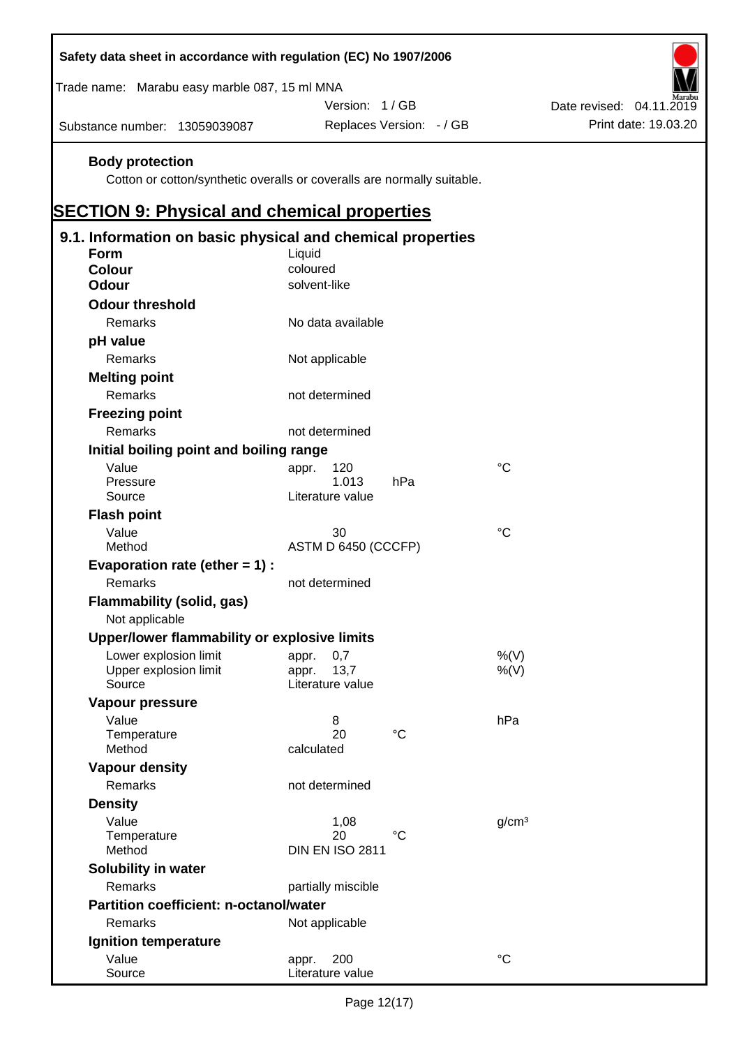**Body protection**

Cotton or cotton/synthetic overalls or coveralls are normally suitable.

# SECTION 9: Physical and chemical properties

## 9.1. Information on basic physical and chemical properties

**Form** Liquid

**Colour** coloured

**Odour** solvent-like

**Odour threshold**

| | | |
|---|---|---|
| Remarks | No data available | |

**pH value**

| | | |
|---|---|---|
| Remarks | Not applicable | |

**Melting point**

| | | |
|---|---|---|
| Remarks | not determined | |

**Freezing point**

| | | |
|---|---|---|
| Remarks | not determined | |

**Initial boiling point and boiling range**

| | | |
|---|---|---|
| Value | appr. 120 | °C |
| Pressure | 1.013 hPa | |
| Source | Literature value | |

**Flash point**

| | | |
|---|---|---|
| Value | 30 | °C |
| Method | ASTM D 6450 (CCCFP) | |

**Evaporation rate (ether = 1) :**

| | | |
|---|---|---|
| Remarks | not determined | |

**Flammability (solid, gas)**

Not applicable

**Upper/lower flammability or explosive limits**

| | | |
|---|---|---|
| Lower explosion limit | appr. 0,7 | %(V) |
| Upper explosion limit | appr. 13,7 | %(V) |
| Source | Literature value | |

**Vapour pressure**

| | | |
|---|---|---|
| Value | 8 | hPa |
| Temperature | 20 °C | |
| Method | calculated | |

**Vapour density**

| | | |
|---|---|---|
| Remarks | not determined | |

**Density**

| | | |
|---|---|---|
| Value | 1,08 | g/cm³ |
| Temperature | 20 °C | |
| Method | DIN EN ISO 2811 | |

**Solubility in water**

| | | |
|---|---|---|
| Remarks | partially miscible | |

**Partition coefficient: n-octanol/water**

| | | |
|---|---|---|
| Remarks | Not applicable | |

**Ignition temperature**

| | | |
|---|---|---|
| Value | appr. 200 | °C |
| Source | Literature value | |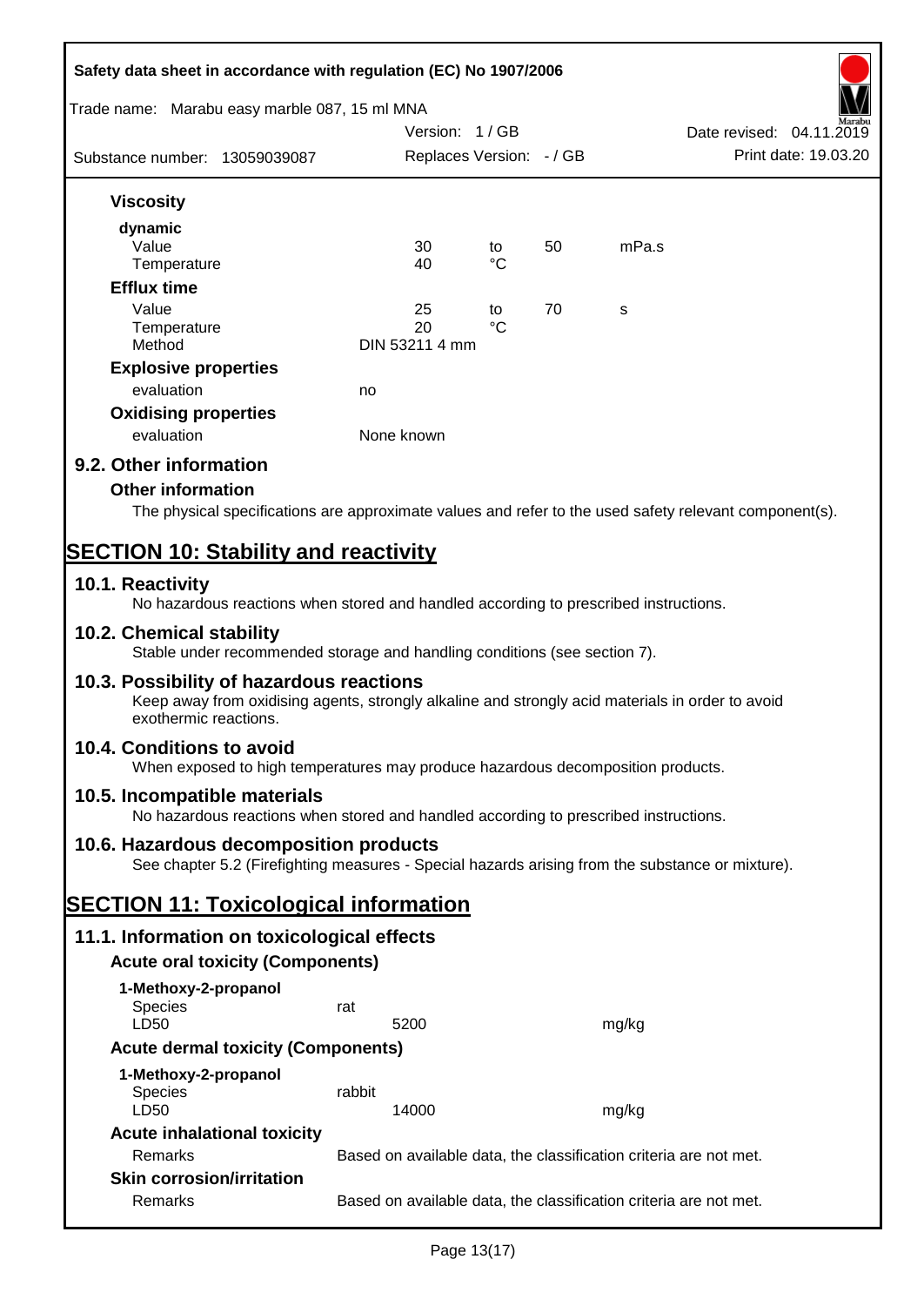**Viscosity**

**dynamic**

| | | | | |
|---|---|---|---|---|
| Value | 30 | to | 50 | mPa.s |
| Temperature | 40 | °C | | |

**Efflux time**

| | | | | |
|---|---|---|---|---|
| Value | 25 | to | 70 | s |
| Temperature | 20 | °C | | |
| Method | DIN 53211 4 mm | | | |

**Explosive properties**

evaluation: no

**Oxidising properties**

evaluation: None known

## 9.2. Other information

**Other information**

The physical specifications are approximate values and refer to the used safety relevant component(s).

# SECTION 10: Stability and reactivity

## 10.1. Reactivity

No hazardous reactions when stored and handled according to prescribed instructions.

## 10.2. Chemical stability

Stable under recommended storage and handling conditions (see section 7).

## 10.3. Possibility of hazardous reactions

Keep away from oxidising agents, strongly alkaline and strongly acid materials in order to avoid exothermic reactions.

## 10.4. Conditions to avoid

When exposed to high temperatures may produce hazardous decomposition products.

## 10.5. Incompatible materials

No hazardous reactions when stored and handled according to prescribed instructions.

## 10.6. Hazardous decomposition products

See chapter 5.2 (Firefighting measures - Special hazards arising from the substance or mixture).

# SECTION 11: Toxicological information

## 11.1. Information on toxicological effects

**Acute oral toxicity (Components)**

**1-Methoxy-2-propanol**

| | | |
|---|---|---|
| Species | rat | |
| LD50 | 5200 | mg/kg |

**Acute dermal toxicity (Components)**

**1-Methoxy-2-propanol**

| | | |
|---|---|---|
| Species | rabbit | |
| LD50 | 14000 | mg/kg |

**Acute inhalational toxicity**

Remarks: Based on available data, the classification criteria are not met.

**Skin corrosion/irritation**

Remarks: Based on available data, the classification criteria are not met.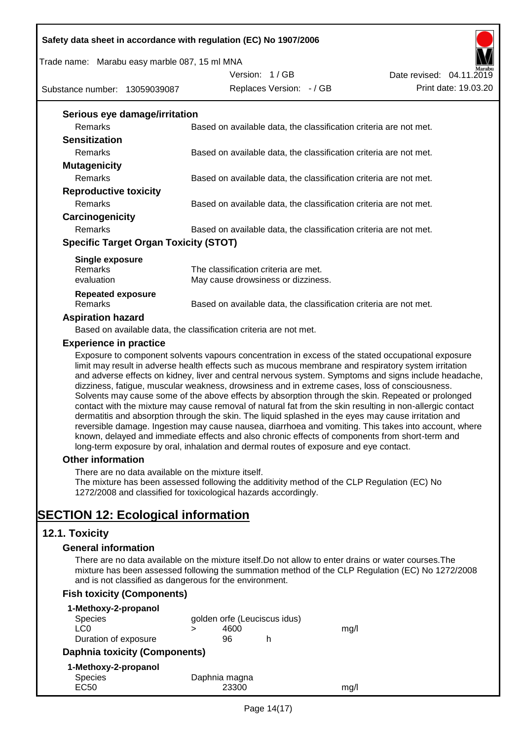### Serious eye damage/irritation

| | |
|---|---|
| Remarks | Based on available data, the classification criteria are not met. |

### Sensitization

| | |
|---|---|
| Remarks | Based on available data, the classification criteria are not met. |

### Mutagenicity

| | |
|---|---|
| Remarks | Based on available data, the classification criteria are not met. |

### Reproductive toxicity

| | |
|---|---|
| Remarks | Based on available data, the classification criteria are not met. |

### Carcinogenicity

| | |
|---|---|
| Remarks | Based on available data, the classification criteria are not met. |

### Specific Target Organ Toxicity (STOT)

**Single exposure**

| | |
|---|---|
| Remarks | The classification criteria are met. |
| evaluation | May cause drowsiness or dizziness. |

**Repeated exposure**

| | |
|---|---|
| Remarks | Based on available data, the classification criteria are not met. |

### Aspiration hazard

Based on available data, the classification criteria are not met.

### Experience in practice

Exposure to component solvents vapours concentration in excess of the stated occupational exposure limit may result in adverse health effects such as mucous membrane and respiratory system irritation and adverse effects on kidney, liver and central nervous system. Symptoms and signs include headache, dizziness, fatigue, muscular weakness, drowsiness and in extreme cases, loss of consciousness. Solvents may cause some of the above effects by absorption through the skin. Repeated or prolonged contact with the mixture may cause removal of natural fat from the skin resulting in non-allergic contact dermatitis and absorption through the skin. The liquid splashed in the eyes may cause irritation and reversible damage. Ingestion may cause nausea, diarrhoea and vomiting. This takes into account, where known, delayed and immediate effects and also chronic effects of components from short-term and long-term exposure by oral, inhalation and dermal routes of exposure and eye contact.

### Other information

There are no data available on the mixture itself.
The mixture has been assessed following the additivity method of the CLP Regulation (EC) No 1272/2008 and classified for toxicological hazards accordingly.

# SECTION 12: Ecological information

## 12.1. Toxicity

### General information

There are no data available on the mixture itself.Do not allow to enter drains or water courses.The mixture has been assessed following the summation method of the CLP Regulation (EC) No 1272/2008 and is not classified as dangerous for the environment.

### Fish toxicity (Components)

**1-Methoxy-2-propanol**

| | | | | |
|---|---|---|---|---|
| Species | golden orfe (Leuciscus idus) | | | |
| LC0 | > | 4600 | | mg/l |
| Duration of exposure | | 96 | h | |

### Daphnia toxicity (Components)

**1-Methoxy-2-propanol**

| | | |
|---|---|---|
| Species | Daphnia magna | |
| EC50 | 23300 | mg/l |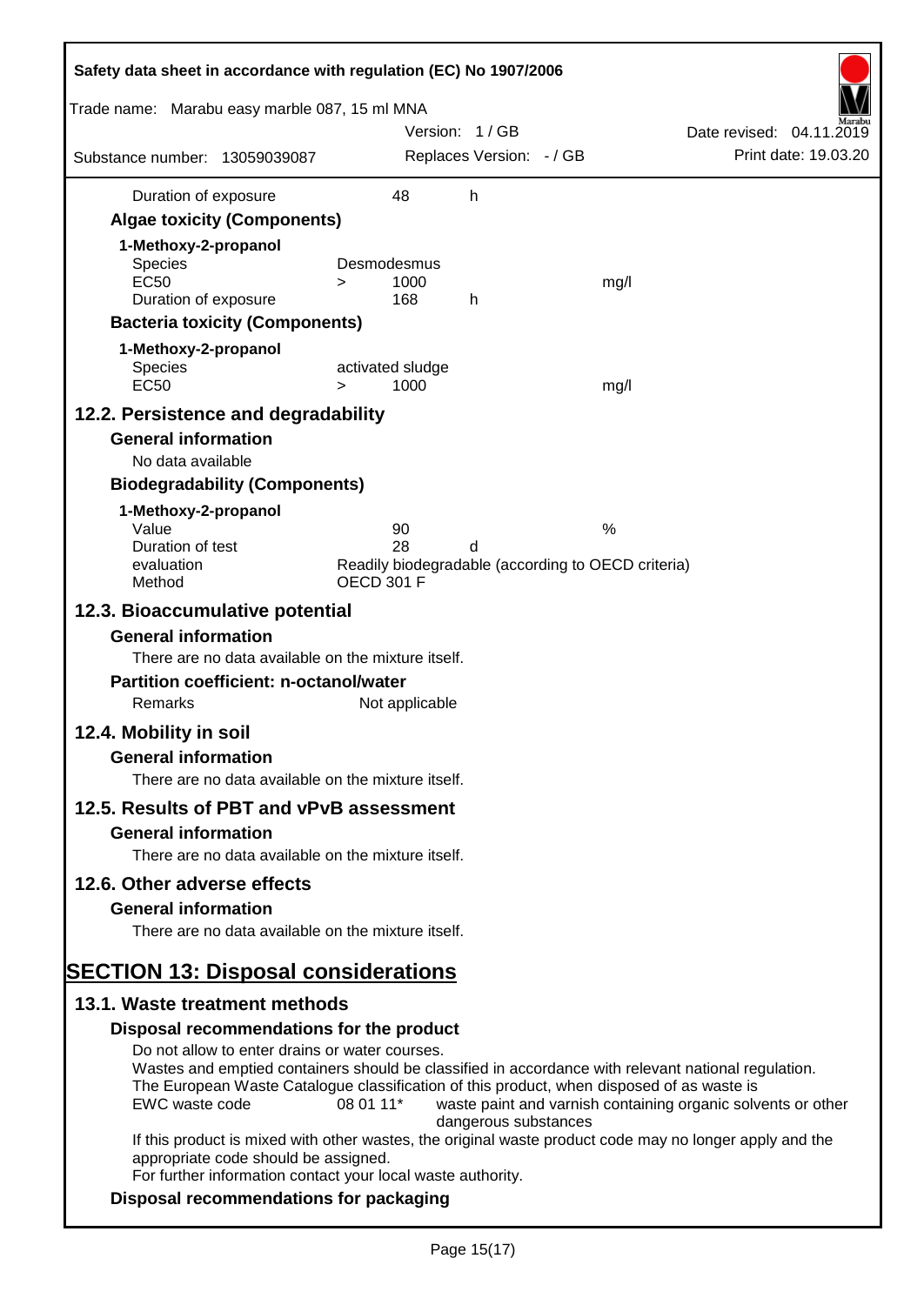| | | | |
|---|---|---|---|
| Duration of exposure | 48 | h | |

### Algae toxicity (Components)

**1-Methoxy-2-propanol**

| | | | |
|---|---|---|---|
| Species | Desmodesmus | | |
| EC50 | > 1000 | | mg/l |
| Duration of exposure | 168 | h | |

### Bacteria toxicity (Components)

**1-Methoxy-2-propanol**

| | | |
|---|---|---|
| Species | activated sludge | |
| EC50 | > 1000 | mg/l |

## 12.2. Persistence and degradability

### General information

No data available

### Biodegradability (Components)

**1-Methoxy-2-propanol**

| | | | |
|---|---|---|---|
| Value | 90 | | % |
| Duration of test | 28 | d | |
| evaluation | Readily biodegradable (according to OECD criteria) | | |
| Method | OECD 301 F | | |

## 12.3. Bioaccumulative potential

### General information

There are no data available on the mixture itself.

### Partition coefficient: n-octanol/water

Remarks Not applicable

## 12.4. Mobility in soil

### General information

There are no data available on the mixture itself.

## 12.5. Results of PBT and vPvB assessment

### General information

There are no data available on the mixture itself.

## 12.6. Other adverse effects

### General information

There are no data available on the mixture itself.

# SECTION 13: Disposal considerations

## 13.1. Waste treatment methods

### Disposal recommendations for the product

Do not allow to enter drains or water courses.
Wastes and emptied containers should be classified in accordance with relevant national regulation.
The European Waste Catalogue classification of this product, when disposed of as waste is

| | | |
|---|---|---|
| EWC waste code | 08 01 11* | waste paint and varnish containing organic solvents or other dangerous substances |

If this product is mixed with other wastes, the original waste product code may no longer apply and the appropriate code should be assigned.
For further information contact your local waste authority.

### Disposal recommendations for packaging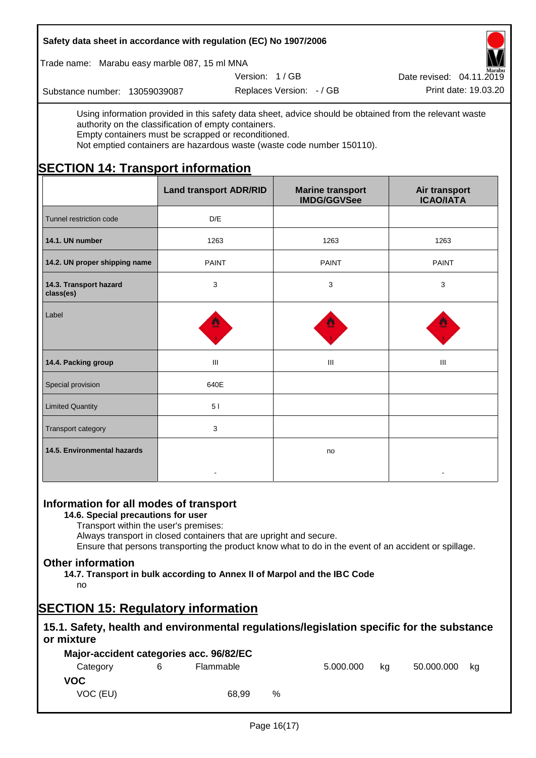Using information provided in this safety data sheet, advice should be obtained from the relevant waste authority on the classification of empty containers.
Empty containers must be scrapped or reconditioned.
Not emptied containers are hazardous waste (waste code number 150110).

# SECTION 14: Transport information

| | Land transport ADR/RID | Marine transport IMDG/GGVSee | Air transport ICAO/IATA |
|---|---|---|---|
| Tunnel restriction code | D/E | | |
| **14.1. UN number** | 1263 | 1263 | 1263 |
| **14.2. UN proper shipping name** | PAINT | PAINT | PAINT |
| **14.3. Transport hazard class(es)** | 3 | 3 | 3 |
| Label | | | |
| **14.4. Packing group** | III | III | III |
| Special provision | 640E | | |
| Limited Quantity | 5 l | | |
| Transport category | 3 | | |
| **14.5. Environmental hazards** | - | no | - |

## Information for all modes of transport

### 14.6. Special precautions for user

Transport within the user's premises:
Always transport in closed containers that are upright and secure.
Ensure that persons transporting the product know what to do in the event of an accident or spillage.

## Other information

### 14.7. Transport in bulk according to Annex II of Marpol and the IBC Code

no

# SECTION 15: Regulatory information

## 15.1. Safety, health and environmental regulations/legislation specific for the substance or mixture

### Major-accident categories acc. 96/82/EC

| Category | 6 | Flammable | 5.000.000 | kg | 50.000.000 | kg |
|---|---|---|---|---|---|---|

**VOC**

VOC (EU) 68,99 %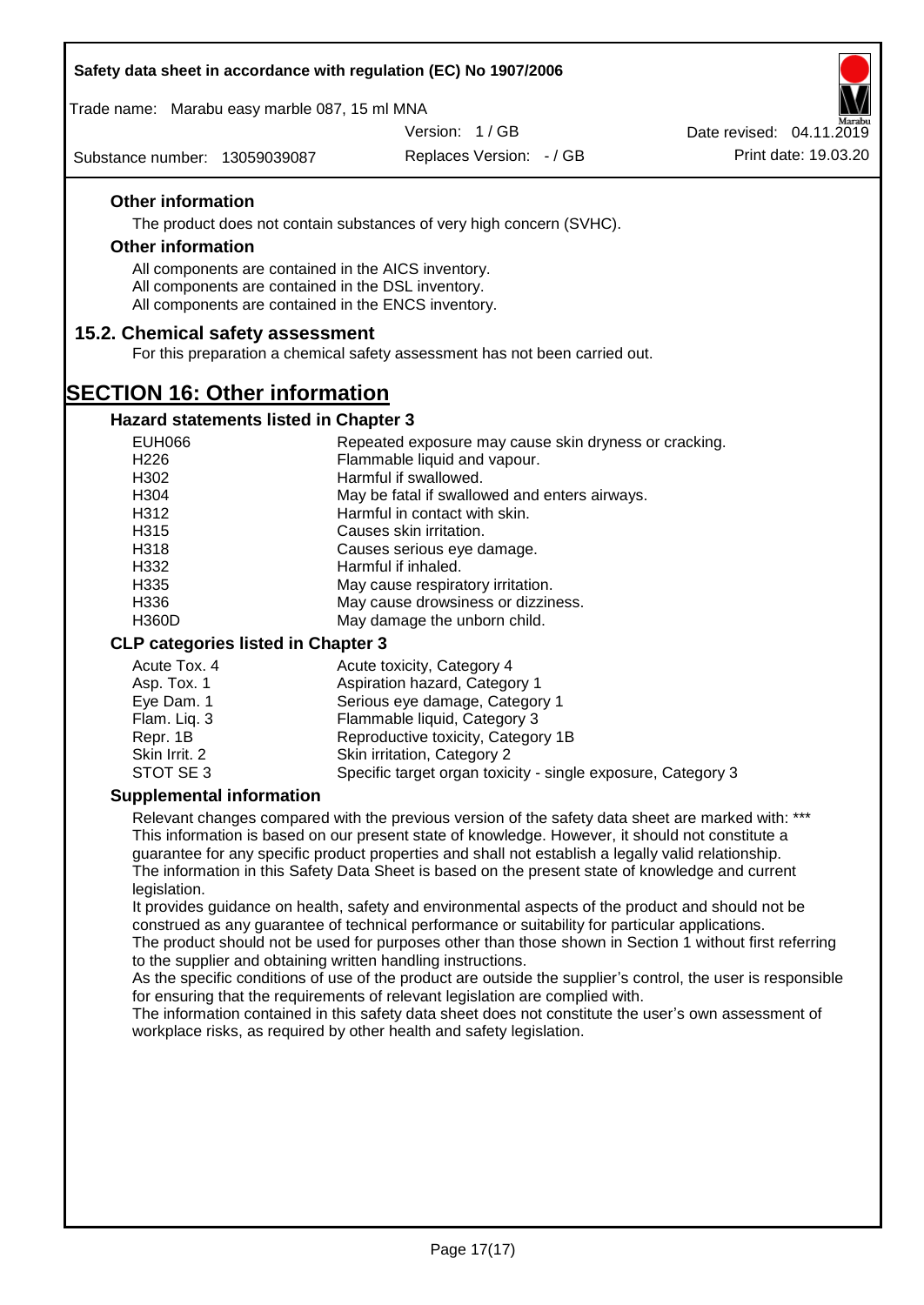### Other information

The product does not contain substances of very high concern (SVHC).

### Other information

All components are contained in the AICS inventory.
All components are contained in the DSL inventory.
All components are contained in the ENCS inventory.

## 15.2. Chemical safety assessment

For this preparation a chemical safety assessment has not been carried out.

# SECTION 16: Other information

### Hazard statements listed in Chapter 3

| | |
|---|---|
| EUH066 | Repeated exposure may cause skin dryness or cracking. |
| H226 | Flammable liquid and vapour. |
| H302 | Harmful if swallowed. |
| H304 | May be fatal if swallowed and enters airways. |
| H312 | Harmful in contact with skin. |
| H315 | Causes skin irritation. |
| H318 | Causes serious eye damage. |
| H332 | Harmful if inhaled. |
| H335 | May cause respiratory irritation. |
| H336 | May cause drowsiness or dizziness. |
| H360D | May damage the unborn child. |

### CLP categories listed in Chapter 3

| | |
|---|---|
| Acute Tox. 4 | Acute toxicity, Category 4 |
| Asp. Tox. 1 | Aspiration hazard, Category 1 |
| Eye Dam. 1 | Serious eye damage, Category 1 |
| Flam. Liq. 3 | Flammable liquid, Category 3 |
| Repr. 1B | Reproductive toxicity, Category 1B |
| Skin Irrit. 2 | Skin irritation, Category 2 |
| STOT SE 3 | Specific target organ toxicity - single exposure, Category 3 |

### Supplemental information

Relevant changes compared with the previous version of the safety data sheet are marked with: ***
This information is based on our present state of knowledge. However, it should not constitute a guarantee for any specific product properties and shall not establish a legally valid relationship.
The information in this Safety Data Sheet is based on the present state of knowledge and current legislation.
It provides guidance on health, safety and environmental aspects of the product and should not be construed as any guarantee of technical performance or suitability for particular applications.
The product should not be used for purposes other than those shown in Section 1 without first referring to the supplier and obtaining written handling instructions.
As the specific conditions of use of the product are outside the supplier's control, the user is responsible for ensuring that the requirements of relevant legislation are complied with.
The information contained in this safety data sheet does not constitute the user's own assessment of workplace risks, as required by other health and safety legislation.